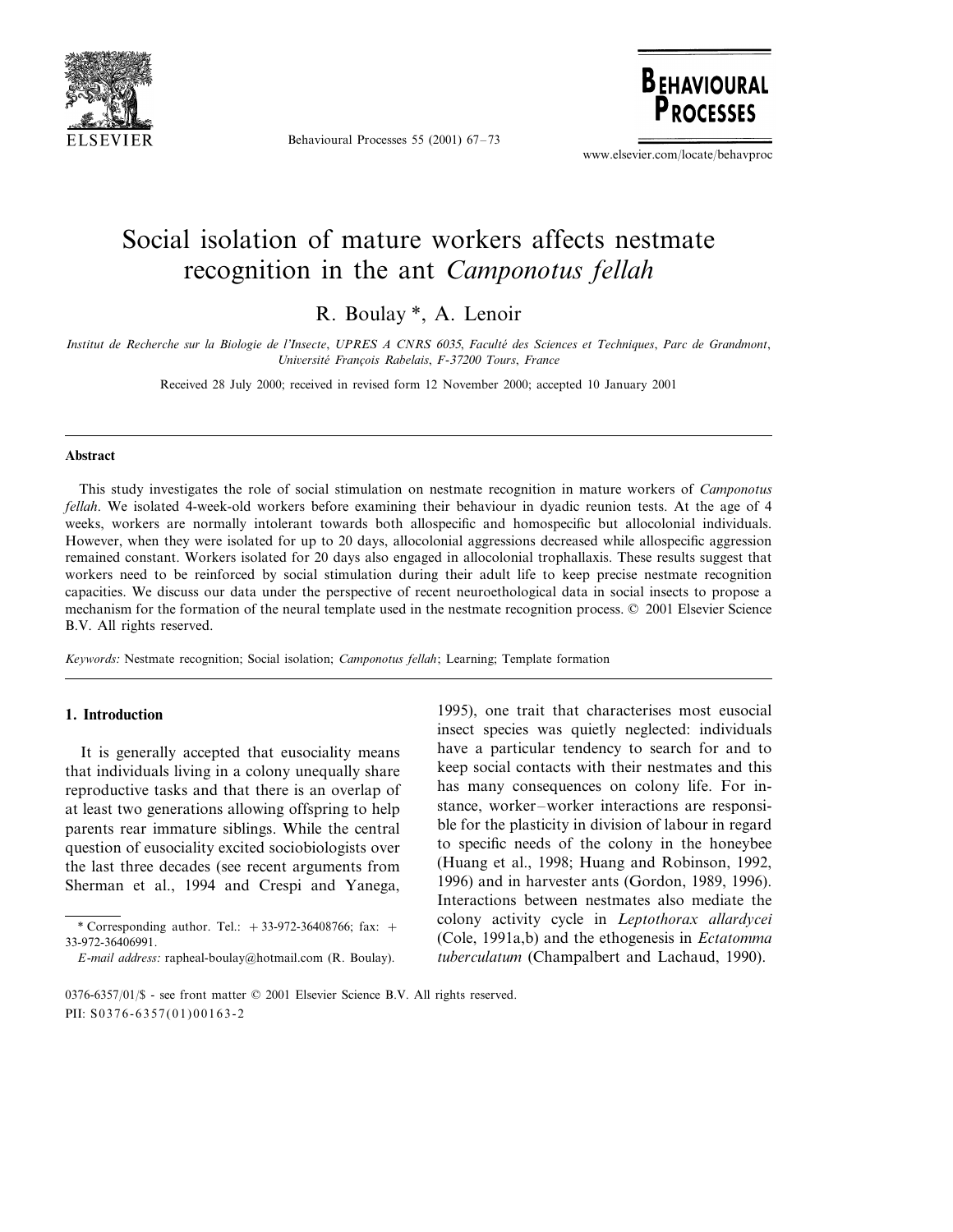# Social isolation of mature workers affects nestmate recognition in the ant *Camponotus fellah*

R. Boulay *, A. Lenoir

*Institut de Recherche sur la Biologie de l'Insecte, UPRES A CNRS 6035, Faculté des Sciences et Techniques, Parc de Grandmont, Université François Rabelais, F-37200 Tours, France*

Received 28 July 2000; received in revised form 12 November 2000; accepted 10 January 2001

## Abstract

This study investigates the role of social stimulation on nestmate recognition in mature workers of *Camponotus fellah*. We isolated 4-week-old workers before examining their behaviour in dyadic reunion tests. At the age of 4 weeks, workers are normally intolerant towards both allospecific and homospecific but allocolonial individuals. However, when they were isolated for up to 20 days, allocolonial aggressions decreased while allospecific aggression remained constant. Workers isolated for 20 days also engaged in allocolonial trophallaxis. These results suggest that workers need to be reinforced by social stimulation during their adult life to keep precise nestmate recognition capacities. We discuss our data under the perspective of recent neuroethological data in social insects to propose a mechanism for the formation of the neural template used in the nestmate recognition process. © 2001 Elsevier Science B.V. All rights reserved.

*Keywords:* Nestmate recognition; Social isolation; *Camponotus fellah*; Learning; Template formation

## 1. Introduction

It is generally accepted that eusociality means that individuals living in a colony unequally share reproductive tasks and that there is an overlap of at least two generations allowing offspring to help parents rear immature siblings. While the central question of eusociality excited sociobiologists over the last three decades (see recent arguments from Sherman et al., 1994 and Crespi and Yanega, 1995), one trait that characterises most eusocial insect species was quietly neglected: individuals have a particular tendency to search for and to keep social contacts with their nestmates and this has many consequences on colony life. For instance, worker–worker interactions are responsible for the plasticity in division of labour in regard to specific needs of the colony in the honeybee (Huang et al., 1998; Huang and Robinson, 1992, 1996) and in harvester ants (Gordon, 1989, 1996). Interactions between nestmates also mediate the colony activity cycle in *Leptothorax allardycei* (Cole, 1991a,b) and the ethogenesis in *Ectatomma tuberculatum* (Champalbert and Lachaud, 1990).

* Corresponding author. Tel.: +33-972-36408766; fax: +33-972-36406991.
*E-mail address:* rapheal-boulay@hotmail.com (R. Boulay).

0376-6357/01/$ - see front matter © 2001 Elsevier Science B.V. All rights reserved.
PII: S0376-6357(01)00163-2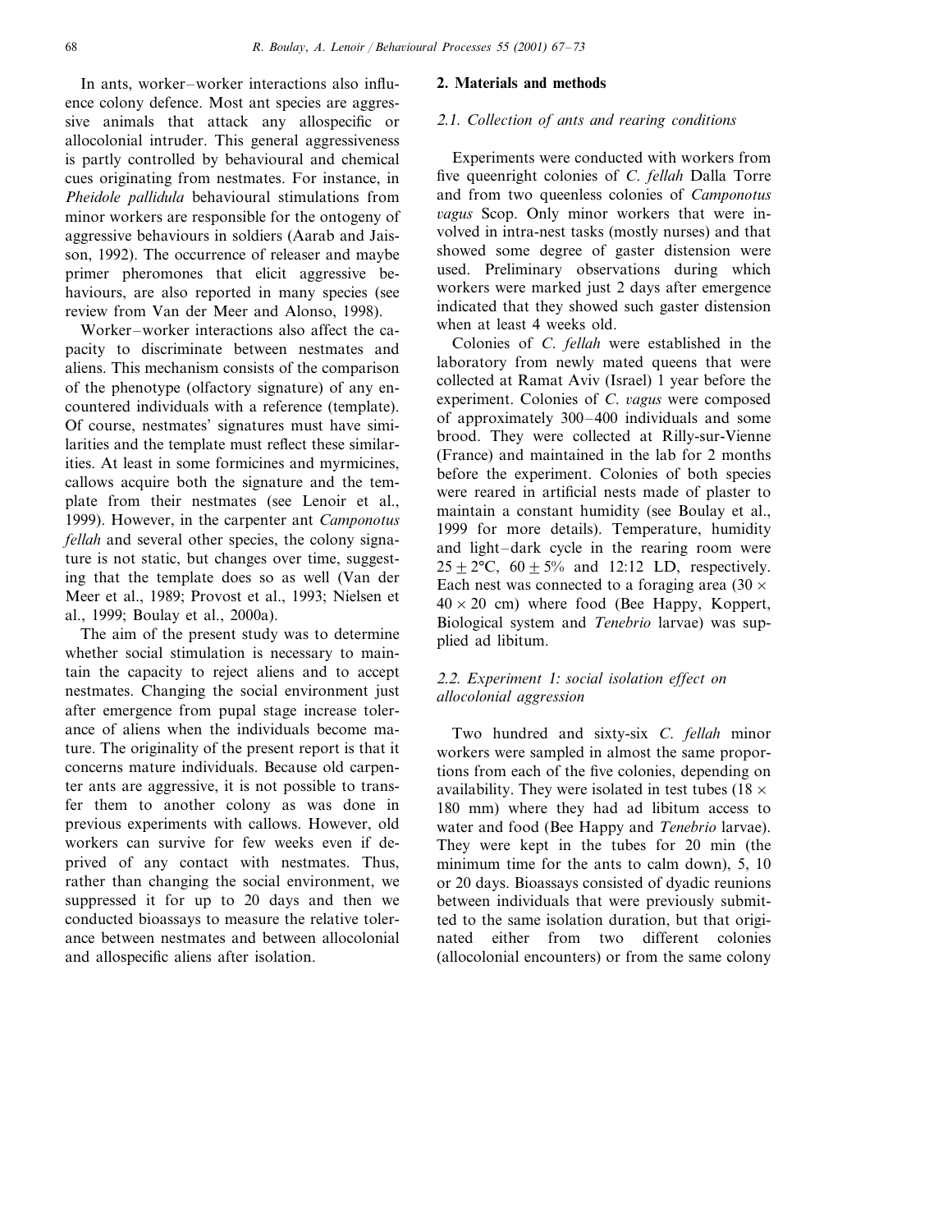In ants, worker–worker interactions also influence colony defence. Most ant species are aggressive animals that attack any allospecific or allocolonial intruder. This general aggressiveness is partly controlled by behavioural and chemical cues originating from nestmates. For instance, in *Pheidole pallidula* behavioural stimulations from minor workers are responsible for the ontogeny of aggressive behaviours in soldiers (Aarab and Jaisson, 1992). The occurrence of releaser and maybe primer pheromones that elicit aggressive behaviours, are also reported in many species (see review from Van der Meer and Alonso, 1998).

Worker–worker interactions also affect the capacity to discriminate between nestmates and aliens. This mechanism consists of the comparison of the phenotype (olfactory signature) of any encountered individuals with a reference (template). Of course, nestmates' signatures must have similarities and the template must reflect these similarities. At least in some formicines and myrmicines, callows acquire both the signature and the template from their nestmates (see Lenoir et al., 1999). However, in the carpenter ant *Camponotus fellah* and several other species, the colony signature is not static, but changes over time, suggesting that the template does so as well (Van der Meer et al., 1989; Provost et al., 1993; Nielsen et al., 1999; Boulay et al., 2000a).

The aim of the present study was to determine whether social stimulation is necessary to maintain the capacity to reject aliens and to accept nestmates. Changing the social environment just after emergence from pupal stage increase tolerance of aliens when the individuals become mature. The originality of the present report is that it concerns mature individuals. Because old carpenter ants are aggressive, it is not possible to transfer them to another colony as was done in previous experiments with callows. However, old workers can survive for few weeks even if deprived of any contact with nestmates. Thus, rather than changing the social environment, we suppressed it for up to 20 days and then we conducted bioassays to measure the relative tolerance between nestmates and between allocolonial and allospecific aliens after isolation.

## 2. Materials and methods

### 2.1. Collection of ants and rearing conditions

Experiments were conducted with workers from five queenright colonies of *C. fellah* Dalla Torre and from two queenless colonies of *Camponotus vagus* Scop. Only minor workers that were involved in intra-nest tasks (mostly nurses) and that showed some degree of gaster distension were used. Preliminary observations during which workers were marked just 2 days after emergence indicated that they showed such gaster distension when at least 4 weeks old.

Colonies of *C. fellah* were established in the laboratory from newly mated queens that were collected at Ramat Aviv (Israel) 1 year before the experiment. Colonies of *C. vagus* were composed of approximately 300–400 individuals and some brood. They were collected at Rilly-sur-Vienne (France) and maintained in the lab for 2 months before the experiment. Colonies of both species were reared in artificial nests made of plaster to maintain a constant humidity (see Boulay et al., 1999 for more details). Temperature, humidity and light–dark cycle in the rearing room were $25 \pm 2$°C, $60 \pm 5$% and 12:12 LD, respectively. Each nest was connected to a foraging area ($30 \times 40 \times 20$ cm) where food (Bee Happy, Koppert, Biological system and *Tenebrio* larvae) was supplied ad libitum.

### 2.2. Experiment 1: social isolation effect on allocolonial aggression

Two hundred and sixty-six *C. fellah* minor workers were sampled in almost the same proportions from each of the five colonies, depending on availability. They were isolated in test tubes ($18 \times 180$ mm) where they had ad libitum access to water and food (Bee Happy and *Tenebrio* larvae). They were kept in the tubes for 20 min (the minimum time for the ants to calm down), 5, 10 or 20 days. Bioassays consisted of dyadic reunions between individuals that were previously submitted to the same isolation duration, but that originated either from two different colonies (allocolonial encounters) or from the same colony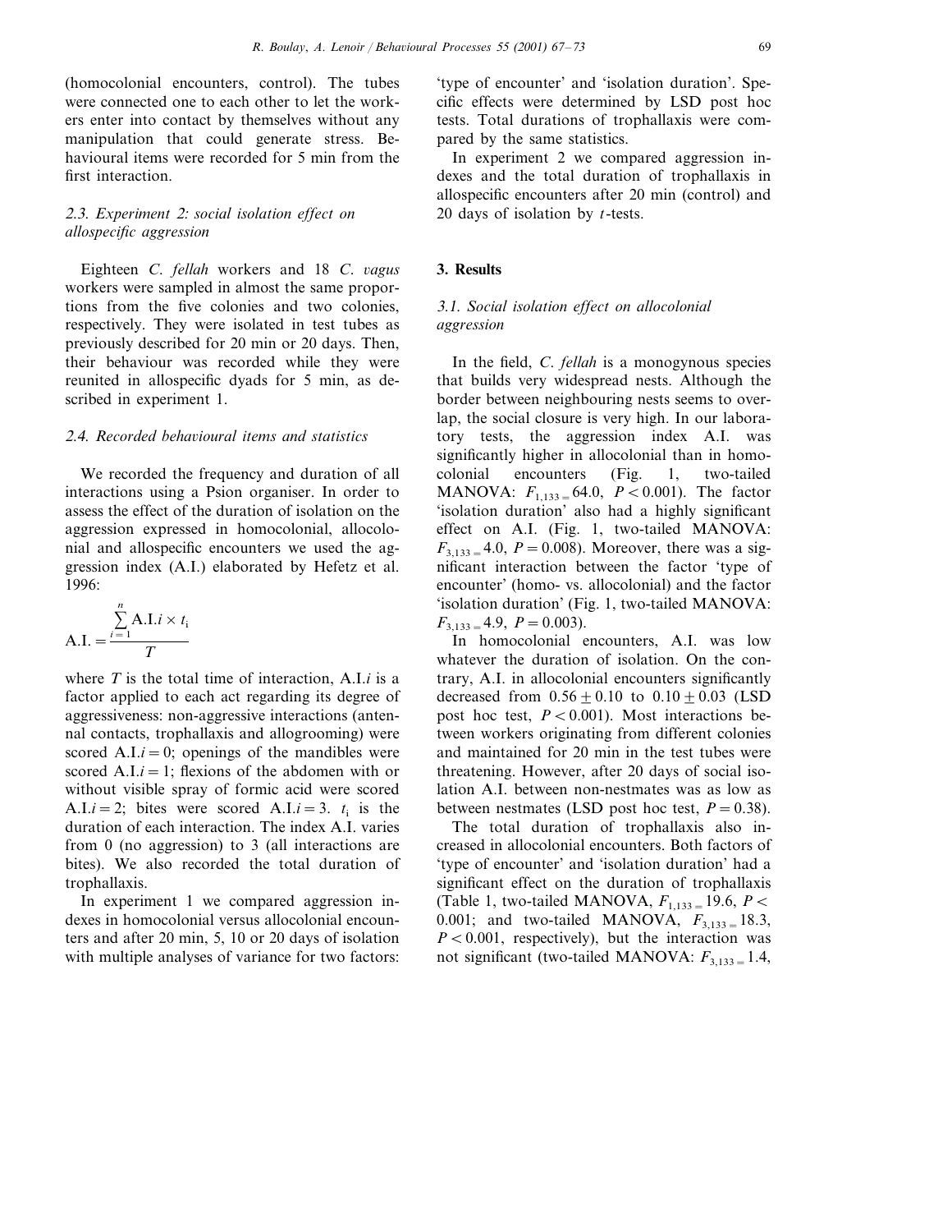(homocolonial encounters, control). The tubes were connected one to each other to let the workers enter into contact by themselves without any manipulation that could generate stress. Behavioural items were recorded for 5 min from the first interaction.

### 2.3. Experiment 2: social isolation effect on allospecific aggression

Eighteen *C. fellah* workers and 18 *C. vagus* workers were sampled in almost the same proportions from the five colonies and two colonies, respectively. They were isolated in test tubes as previously described for 20 min or 20 days. Then, their behaviour was recorded while they were reunited in allospecific dyads for 5 min, as described in experiment 1.

### 2.4. Recorded behavioural items and statistics

We recorded the frequency and duration of all interactions using a Psion organiser. In order to assess the effect of the duration of isolation on the aggression expressed in homocolonial, allocolonial and allospecific encounters we used the aggression index (A.I.) elaborated by Hefetz et al. 1996:

$$\text{A.I.} = \frac{\sum_{i=1}^{n} \text{A.I.}i \times t_i}{T}$$

where $T$ is the total time of interaction, A.I.$i$ is a factor applied to each act regarding its degree of aggressiveness: non-aggressive interactions (antennal contacts, trophallaxis and allogrooming) were scored A.I.$i = 0$; openings of the mandibles were scored A.I.$i = 1$; flexions of the abdomen with or without visible spray of formic acid were scored A.I.$i = 2$; bites were scored A.I.$i = 3$. $t_i$ is the duration of each interaction. The index A.I. varies from 0 (no aggression) to 3 (all interactions are bites). We also recorded the total duration of trophallaxis.

In experiment 1 we compared aggression indexes in homocolonial versus allocolonial encounters and after 20 min, 5, 10 or 20 days of isolation with multiple analyses of variance for two factors: 'type of encounter' and 'isolation duration'. Specific effects were determined by LSD post hoc tests. Total durations of trophallaxis were compared by the same statistics.

In experiment 2 we compared aggression indexes and the total duration of trophallaxis in allospecific encounters after 20 min (control) and 20 days of isolation by $t$-tests.

## 3. Results

### 3.1. Social isolation effect on allocolonial aggression

In the field, *C. fellah* is a monogynous species that builds very widespread nests. Although the border between neighbouring nests seems to overlap, the social closure is very high. In our laboratory tests, the aggression index A.I. was significantly higher in allocolonial than in homocolonial encounters (Fig. 1, two-tailed MANOVA: $F_{1,133} = 64.0$, $P < 0.001$). The factor 'isolation duration' also had a highly significant effect on A.I. (Fig. 1, two-tailed MANOVA: $F_{3,133} = 4.0$, $P = 0.008$). Moreover, there was a significant interaction between the factor 'type of encounter' (homo- vs. allocolonial) and the factor 'isolation duration' (Fig. 1, two-tailed MANOVA: $F_{3,133} = 4.9$, $P = 0.003$).

In homocolonial encounters, A.I. was low whatever the duration of isolation. On the contrary, A.I. in allocolonial encounters significantly decreased from $0.56 \pm 0.10$ to $0.10 \pm 0.03$ (LSD post hoc test, $P < 0.001$). Most interactions between workers originating from different colonies and maintained for 20 min in the test tubes were threatening. However, after 20 days of social isolation A.I. between non-nestmates was as low as between nestmates (LSD post hoc test, $P = 0.38$).

The total duration of trophallaxis also increased in allocolonial encounters. Both factors of 'type of encounter' and 'isolation duration' had a significant effect on the duration of trophallaxis (Table 1, two-tailed MANOVA, $F_{1,133} = 19.6$, $P < 0.001$; and two-tailed MANOVA, $F_{3,133} = 18.3$, $P < 0.001$, respectively), but the interaction was not significant (two-tailed MANOVA: $F_{3,133} = 1.4$,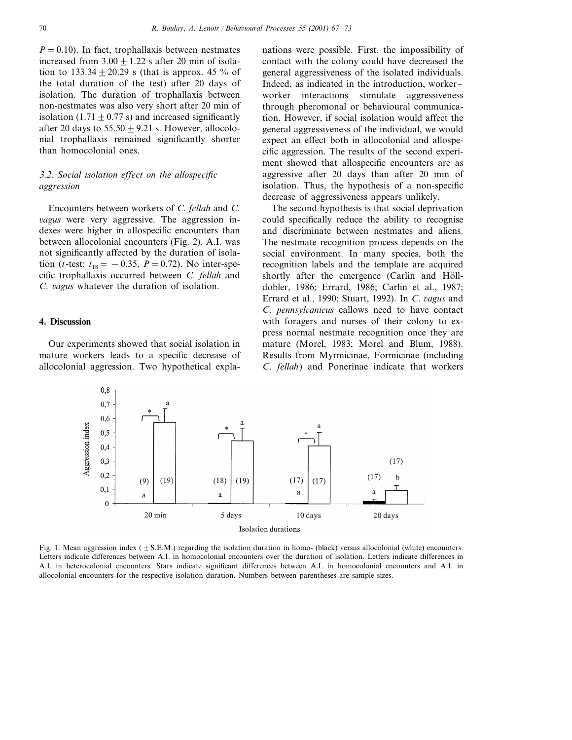$P = 0.10$). In fact, trophallaxis between nestmates increased from $3.00 \pm 1.22$ s after 20 min of isolation to $133.34 \pm 20.29$ s (that is approx. 45 % of the total duration of the test) after 20 days of isolation. The duration of trophallaxis between non-nestmates was also very short after 20 min of isolation ($1.71 \pm 0.77$ s) and increased significantly after 20 days to $55.50 \pm 9.21$ s. However, allocolonial trophallaxis remained significantly shorter than homocolonial ones.

### 3.2. Social isolation effect on the allospecific aggression

Encounters between workers of *C. fellah* and *C. vagus* were very aggressive. The aggression indexes were higher in allospecific encounters than between allocolonial encounters (Fig. 2). A.I. was not significantly affected by the duration of isolation ($t$-test: $t_{18} = -0.35$, $P = 0.72$). No inter-specific trophallaxis occurred between *C. fellah* and *C. vagus* whatever the duration of isolation.

## 4. Discussion

Our experiments showed that social isolation in mature workers leads to a specific decrease of allocolonial aggression. Two hypothetical explanations were possible. First, the impossibility of contact with the colony could have decreased the general aggressiveness of the isolated individuals. Indeed, as indicated in the introduction, worker–worker interactions stimulate aggressiveness through pheromonal or behavioural communication. However, if social isolation would affect the general aggressiveness of the individual, we would expect an effect both in allocolonial and allospecific aggression. The results of the second experiment showed that allospecific encounters are as aggressive after 20 days than after 20 min of isolation. Thus, the hypothesis of a non-specific decrease of aggressiveness appears unlikely.

The second hypothesis is that social deprivation could specifically reduce the ability to recognise and discriminate between nestmates and aliens. The nestmate recognition process depends on the social environment. In many species, both the recognition labels and the template are acquired shortly after the emergence (Carlin and Hölldobler, 1986; Errard, 1986; Carlin et al., 1987; Errard et al., 1990; Stuart, 1992). In *C. vagus* and *C. pennsylvanicus* callows need to have contact with foragers and nurses of their colony to express normal nestmate recognition once they are mature (Morel, 1983; Morel and Blum, 1988). Results from Myrmicinae, Formicinae (including *C. fellah*) and Ponerinae indicate that workers

Fig. 1. Mean aggression index ( ± S.E.M.) regarding the isolation duration in homo- (black) versus allocolonial (white) encounters. Letters indicate differences between A.I. in homocolonial encounters over the duration of isolation. Letters indicate differences in A.I. in heterocolonial encounters. Stars indicate significant differences between A.I. in homocolonial encounters and A.I. in allocolonial encounters for the respective isolation duration. Numbers between parentheses are sample sizes.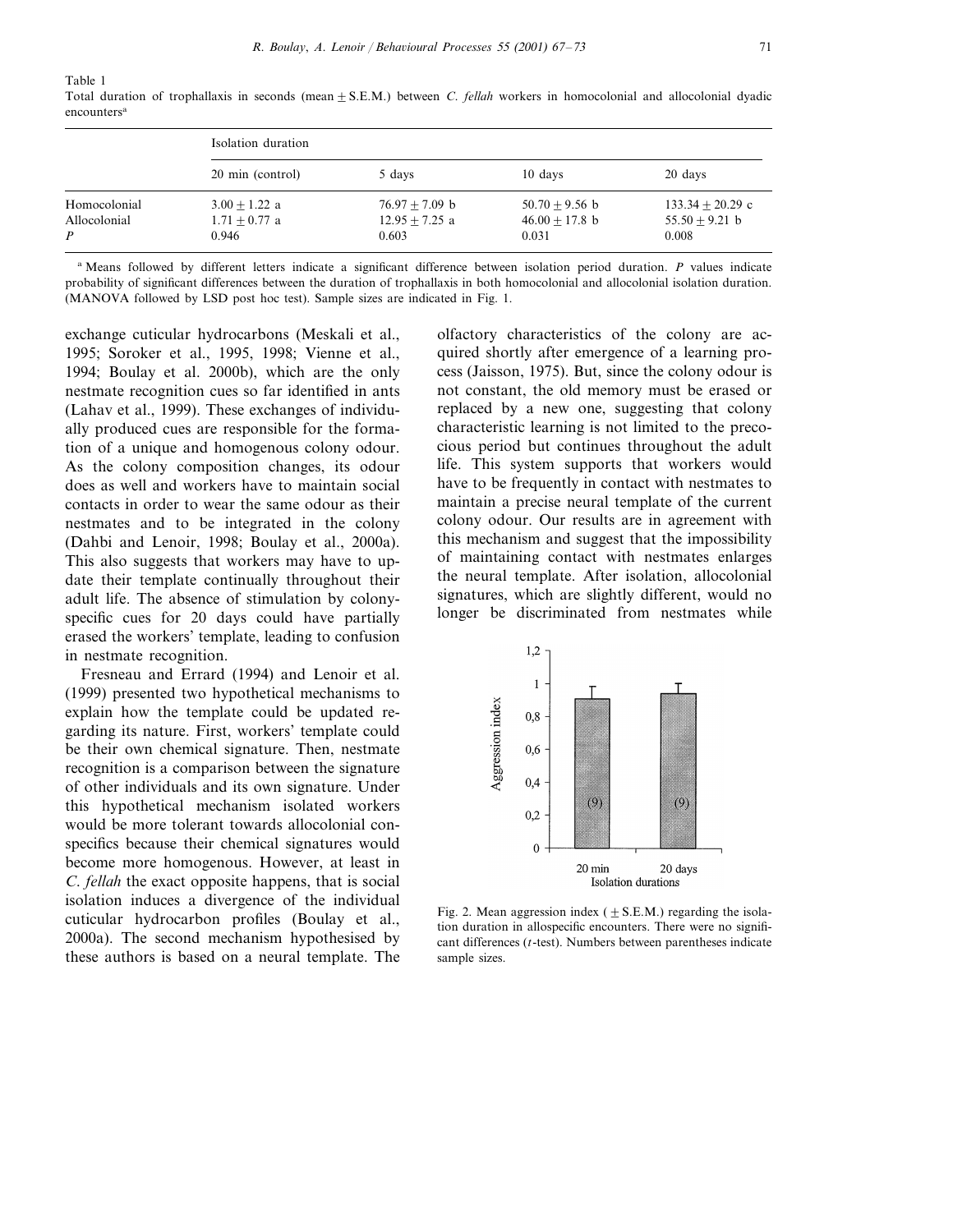Table 1
Total duration of trophallaxis in seconds (mean ± S.E.M.) between *C. fellah* workers in homocolonial and allocolonial dyadic encounters[a]

| | Isolation duration | | | |
|---|---|---|---|---|
| | 20 min (control) | 5 days | 10 days | 20 days |
| Homocolonial | 3.00 ± 1.22 a | 76.97 ± 7.09 b | 50.70 ± 9.56 b | 133.34 ± 20.29 c |
| Allocolonial | 1.71 ± 0.77 a | 12.95 ± 7.25 a | 46.00 ± 17.8 b | 55.50 ± 9.21 b |
| *P* | 0.946 | 0.603 | 0.031 | 0.008 |

[a] Means followed by different letters indicate a significant difference between isolation period duration. *P* values indicate probability of significant differences between the duration of trophallaxis in both homocolonial and allocolonial isolation duration. (MANOVA followed by LSD post hoc test). Sample sizes are indicated in Fig. 1.

exchange cuticular hydrocarbons (Meskali et al., 1995; Soroker et al., 1995, 1998; Vienne et al., 1994; Boulay et al. 2000b), which are the only nestmate recognition cues so far identified in ants (Lahav et al., 1999). These exchanges of individually produced cues are responsible for the formation of a unique and homogenous colony odour. As the colony composition changes, its odour does as well and workers have to maintain social contacts in order to wear the same odour as their nestmates and to be integrated in the colony (Dahbi and Lenoir, 1998; Boulay et al., 2000a). This also suggests that workers may have to update their template continually throughout their adult life. The absence of stimulation by colony-specific cues for 20 days could have partially erased the workers' template, leading to confusion in nestmate recognition.

Fresneau and Errard (1994) and Lenoir et al. (1999) presented two hypothetical mechanisms to explain how the template could be updated regarding its nature. First, workers' template could be their own chemical signature. Then, nestmate recognition is a comparison between the signature of other individuals and its own signature. Under this hypothetical mechanism isolated workers would be more tolerant towards allocolonial conspecifics because their chemical signatures would become more homogenous. However, at least in *C. fellah* the exact opposite happens, that is social isolation induces a divergence of the individual cuticular hydrocarbon profiles (Boulay et al., 2000a). The second mechanism hypothesised by these authors is based on a neural template. The olfactory characteristics of the colony are acquired shortly after emergence of a learning process (Jaisson, 1975). But, since the colony odour is not constant, the old memory must be erased or replaced by a new one, suggesting that colony characteristic learning is not limited to the precocious period but continues throughout the adult life. This system supports that workers would have to be frequently in contact with nestmates to maintain a precise neural template of the current colony odour. Our results are in agreement with this mechanism and suggest that the impossibility of maintaining contact with nestmates enlarges the neural template. After isolation, allocolonial signatures, which are slightly different, would no longer be discriminated from nestmates while

Fig. 2. Mean aggression index (± S.E.M.) regarding the isolation duration in allospecific encounters. There were no significant differences (*t*-test). Numbers between parentheses indicate sample sizes.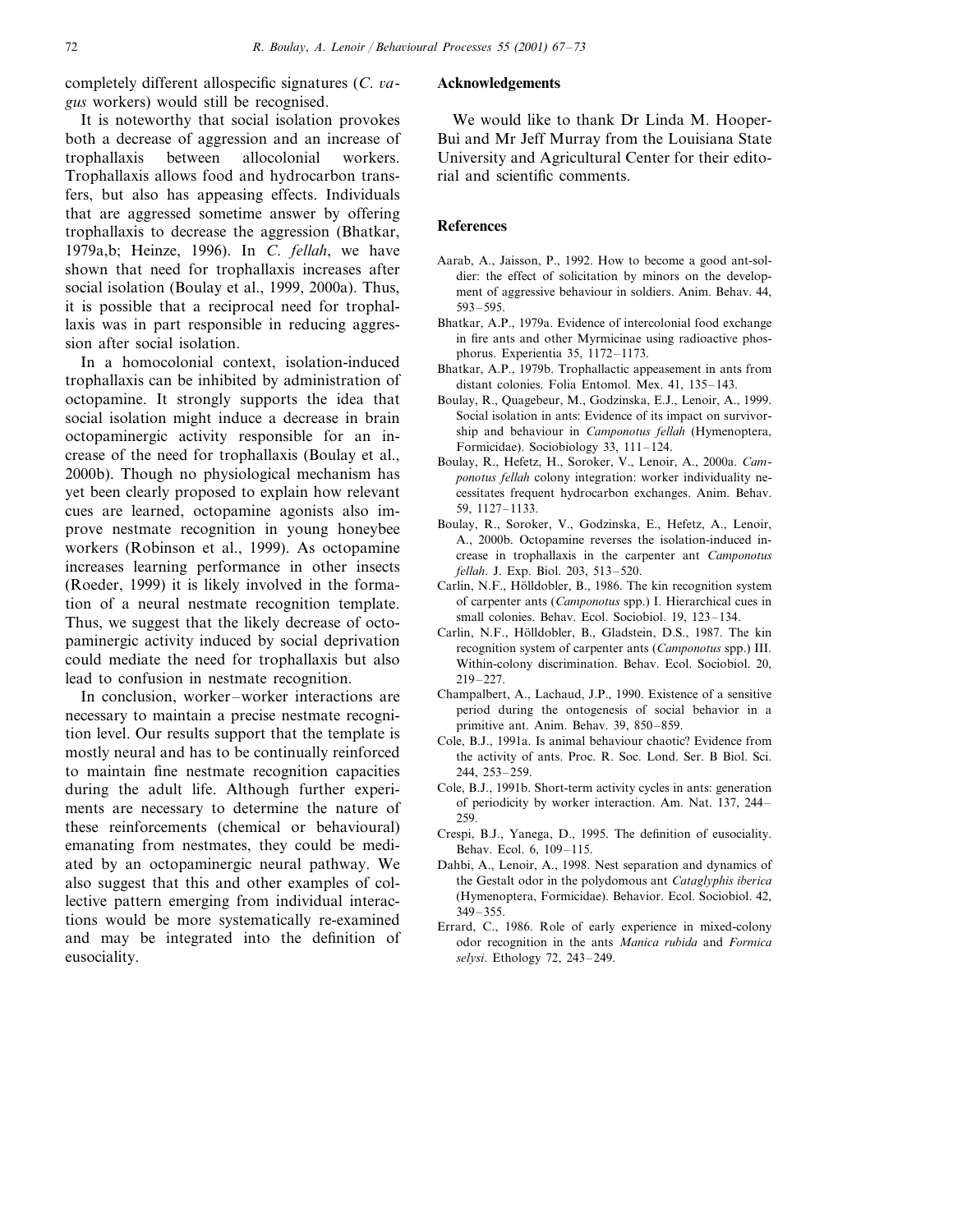completely different allospecific signatures (*C. vagus* workers) would still be recognised.

It is noteworthy that social isolation provokes both a decrease of aggression and an increase of trophallaxis between allocolonial workers. Trophallaxis allows food and hydrocarbon transfers, but also has appeasing effects. Individuals that are aggressed sometime answer by offering trophallaxis to decrease the aggression (Bhatkar, 1979a,b; Heinze, 1996). In *C. fellah*, we have shown that need for trophallaxis increases after social isolation (Boulay et al., 1999, 2000a). Thus, it is possible that a reciprocal need for trophallaxis was in part responsible in reducing aggression after social isolation.

In a homocolonial context, isolation-induced trophallaxis can be inhibited by administration of octopamine. It strongly supports the idea that social isolation might induce a decrease in brain octopaminergic activity responsible for an increase of the need for trophallaxis (Boulay et al., 2000b). Though no physiological mechanism has yet been clearly proposed to explain how relevant cues are learned, octopamine agonists also improve nestmate recognition in young honeybee workers (Robinson et al., 1999). As octopamine increases learning performance in other insects (Roeder, 1999) it is likely involved in the formation of a neural nestmate recognition template. Thus, we suggest that the likely decrease of octopaminergic activity induced by social deprivation could mediate the need for trophallaxis but also lead to confusion in nestmate recognition.

In conclusion, worker–worker interactions are necessary to maintain a precise nestmate recognition level. Our results support that the template is mostly neural and has to be continually reinforced to maintain fine nestmate recognition capacities during the adult life. Although further experiments are necessary to determine the nature of these reinforcements (chemical or behavioural) emanating from nestmates, they could be mediated by an octopaminergic neural pathway. We also suggest that this and other examples of collective pattern emerging from individual interactions would be more systematically re-examined and may be integrated into the definition of eusociality.

## Acknowledgements

We would like to thank Dr Linda M. Hooper-Buì and Mr Jeff Murray from the Louisiana State University and Agricultural Center for their editorial and scientific comments.

## References

Aarab, A., Jaisson, P., 1992. How to become a good ant-soldier: the effect of solicitation by minors on the development of aggressive behaviour in soldiers. Anim. Behav. 44, 593–595.

Bhatkar, A.P., 1979a. Evidence of intercolonial food exchange in fire ants and other Myrmicinae using radioactive phosphorus. Experientia 35, 1172–1173.

Bhatkar, A.P., 1979b. Trophallactic appeasement in ants from distant colonies. Folia Entomol. Mex. 41, 135–143.

Boulay, R., Quagebeur, M., Godzinska, E.J., Lenoir, A., 1999. Social isolation in ants: Evidence of its impact on survivorship and behaviour in *Camponotus fellah* (Hymenoptera, Formicidae). Sociobiology 33, 111–124.

Boulay, R., Hefetz, H., Soroker, V., Lenoir, A., 2000a. *Camponotus fellah* colony integration: worker individuality necessitates frequent hydrocarbon exchanges. Anim. Behav. 59, 1127–1133.

Boulay, R., Soroker, V., Godzinska, E., Hefetz, A., Lenoir, A., 2000b. Octopamine reverses the isolation-induced increase in trophallaxis in the carpenter ant *Camponotus fellah*. J. Exp. Biol. 203, 513–520.

Carlin, N.F., Hölldobler, B., 1986. The kin recognition system of carpenter ants (*Camponotus* spp.) I. Hierarchical cues in small colonies. Behav. Ecol. Sociobiol. 19, 123–134.

Carlin, N.F., Hölldobler, B., Gladstein, D.S., 1987. The kin recognition system of carpenter ants (*Camponotus* spp.) III. Within-colony discrimination. Behav. Ecol. Sociobiol. 20, 219–227.

Champalbert, A., Lachaud, J.P., 1990. Existence of a sensitive period during the ontogenesis of social behavior in a primitive ant. Anim. Behav. 39, 850–859.

Cole, B.J., 1991a. Is animal behaviour chaotic? Evidence from the activity of ants. Proc. R. Soc. Lond. Ser. B Biol. Sci. 244, 253–259.

Cole, B.J., 1991b. Short-term activity cycles in ants: generation of periodicity by worker interaction. Am. Nat. 137, 244–259.

Crespi, B.J., Yanega, D., 1995. The definition of eusociality. Behav. Ecol. 6, 109–115.

Dahbi, A., Lenoir, A., 1998. Nest separation and dynamics of the Gestalt odor in the polydomous ant *Cataglyphis iberica* (Hymenoptera, Formicidae). Behavior. Ecol. Sociobiol. 42, 349–355.

Errard, C., 1986. Role of early experience in mixed-colony odor recognition in the ants *Manica rubida* and *Formica selysi*. Ethology 72, 243–249.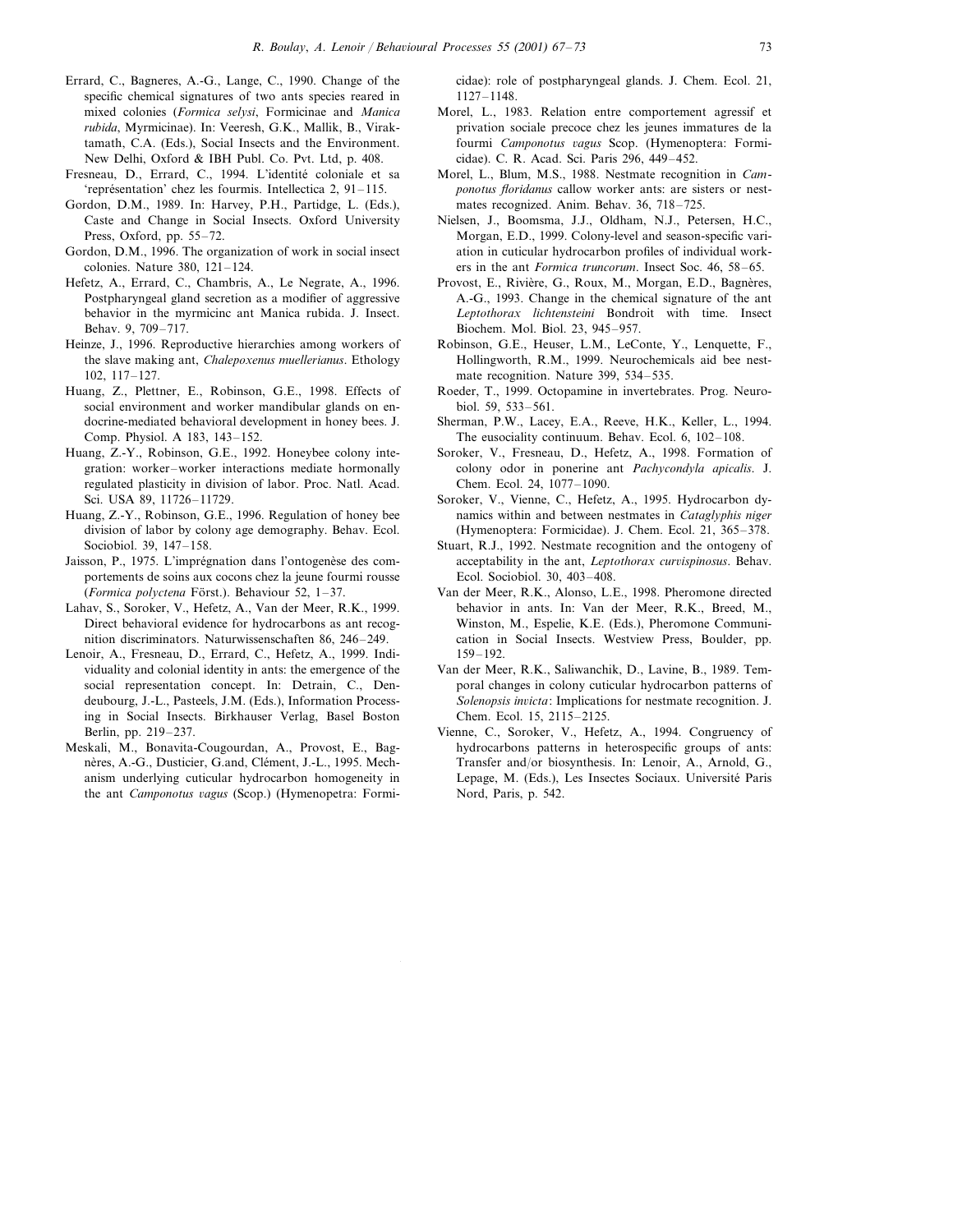Errard, C., Bagneres, A.-G., Lange, C., 1990. Change of the specific chemical signatures of two ants species reared in mixed colonies (*Formica selysi*, Formicinae and *Manica rubida*, Myrmicinae). In: Veeresh, G.K., Mallik, B., Viraktamath, C.A. (Eds.), Social Insects and the Environment. New Delhi, Oxford & IBH Publ. Co. Pvt. Ltd, p. 408.

Fresneau, D., Errard, C., 1994. L'identité coloniale et sa 'représentation' chez les fourmis. Intellectica 2, 91–115.

Gordon, D.M., 1989. In: Harvey, P.H., Partidge, L. (Eds.), Caste and Change in Social Insects. Oxford University Press, Oxford, pp. 55–72.

Gordon, D.M., 1996. The organization of work in social insect colonies. Nature 380, 121–124.

Hefetz, A., Errard, C., Chambris, A., Le Negrate, A., 1996. Postpharyngeal gland secretion as a modifier of aggressive behavior in the myrmicinc ant Manica rubida. J. Insect. Behav. 9, 709–717.

Heinze, J., 1996. Reproductive hierarchies among workers of the slave making ant, *Chalepoxenus muellerianus*. Ethology 102, 117–127.

Huang, Z., Plettner, E., Robinson, G.E., 1998. Effects of social environment and worker mandibular glands on endocrine-mediated behavioral development in honey bees. J. Comp. Physiol. A 183, 143–152.

Huang, Z.-Y., Robinson, G.E., 1992. Honeybee colony integration: worker–worker interactions mediate hormonally regulated plasticity in division of labor. Proc. Natl. Acad. Sci. USA 89, 11726–11729.

Huang, Z.-Y., Robinson, G.E., 1996. Regulation of honey bee division of labor by colony age demography. Behav. Ecol. Sociobiol. 39, 147–158.

Jaisson, P., 1975. L'imprégnation dans l'ontogenèse des comportements de soins aux cocons chez la jeune fourmi rousse (*Formica polyctena* Förstr.). Behaviour 52, 1–37.

Lahav, S., Soroker, V., Hefetz, A., Van der Meer, R.K., 1999. Direct behavioral evidence for hydrocarbons as ant recognition discriminators. Naturwissenschaften 86, 246–249.

Lenoir, A., Fresneau, D., Errard, C., Hefetz, A., 1999. Individuality and colonial identity in ants: the emergence of the social representation concept. In: Detrain, C., Dendeubourg, J.-L., Pasteels, J.M. (Eds.), Information Processing in Social Insects. Birkhauser Verlag, Basel Boston Berlin, pp. 219–237.

Meskali, M., Bonavita-Cougourdan, A., Provost, E., Bagnères, A.-G., Dusticier, G.and, Clément, J.-L., 1995. Mechanism underlying cuticular hydrocarbon homogeneity in the ant *Camponotus vagus* (Scop.) (Hymenopetra: Formicidae): role of postpharyngeal glands. J. Chem. Ecol. 21, 1127–1148.

Morel, L., 1983. Relation entre comportement agressif et privation sociale precoce chez les jeunes immatures de la fourmi *Camponotus vagus* Scop. (Hymenoptera: Formicidae). C. R. Acad. Sci. Paris 296, 449–452.

Morel, L., Blum, M.S., 1988. Nestmate recognition in *Camponotus floridanus* callow worker ants: are sisters or nestmates recognized. Anim. Behav. 36, 718–725.

Nielsen, J., Boomsma, J.J., Oldham, N.J., Petersen, H.C., Morgan, E.D., 1999. Colony-level and season-specific variation in cuticular hydrocarbon profiles of individual workers in the ant *Formica truncorum*. Insect Soc. 46, 58–65.

Provost, E., Rivière, G., Roux, M., Morgan, E.D., Bagnères, A.-G., 1993. Change in the chemical signature of the ant *Leptothorax lichtensteini* Bondroit with time. Insect Biochem. Mol. Biol. 23, 945–957.

Robinson, G.E., Heuser, L.M., LeConte, Y., Lenquette, F., Hollingworth, R.M., 1999. Neurochemicals aid bee nestmate recognition. Nature 399, 534–535.

Roeder, T., 1999. Octopamine in invertebrates. Prog. Neurobiol. 59, 533–561.

Sherman, P.W., Lacey, E.A., Reeve, H.K., Keller, L., 1994. The eusociality continuum. Behav. Ecol. 6, 102–108.

Soroker, V., Fresneau, D., Hefetz, A., 1998. Formation of colony odor in ponerine ant *Pachycondyla apicalis*. J. Chem. Ecol. 24, 1077–1090.

Soroker, V., Vienne, C., Hefetz, A., 1995. Hydrocarbon dynamics within and between nestmates in *Cataglyphis niger* (Hymenoptera: Formicidae). J. Chem. Ecol. 21, 365–378.

Stuart, R.J., 1992. Nestmate recognition and the ontogeny of acceptability in the ant, *Leptothorax curvispinosus*. Behav. Ecol. Sociobiol. 30, 403–408.

Van der Meer, R.K., Alonso, L.E., 1998. Pheromone directed behavior in ants. In: Van der Meer, R.K., Breed, M., Winston, M., Espelie, K.E. (Eds.), Pheromone Communication in Social Insects. Westview Press, Boulder, pp. 159–192.

Van der Meer, R.K., Saliwanchik, D., Lavine, B., 1989. Temporal changes in colony cuticular hydrocarbon patterns of *Solenopsis invicta*: Implications for nestmate recognition. J. Chem. Ecol. 15, 2115–2125.

Vienne, C., Soroker, V., Hefetz, A., 1994. Congruency of hydrocarbons patterns in heterospecific groups of ants: Transfer and/or biosynthesis. In: Lenoir, A., Arnold, G., Lepage, M. (Eds.), Les Insectes Sociaux. Université Paris Nord, Paris, p. 542.